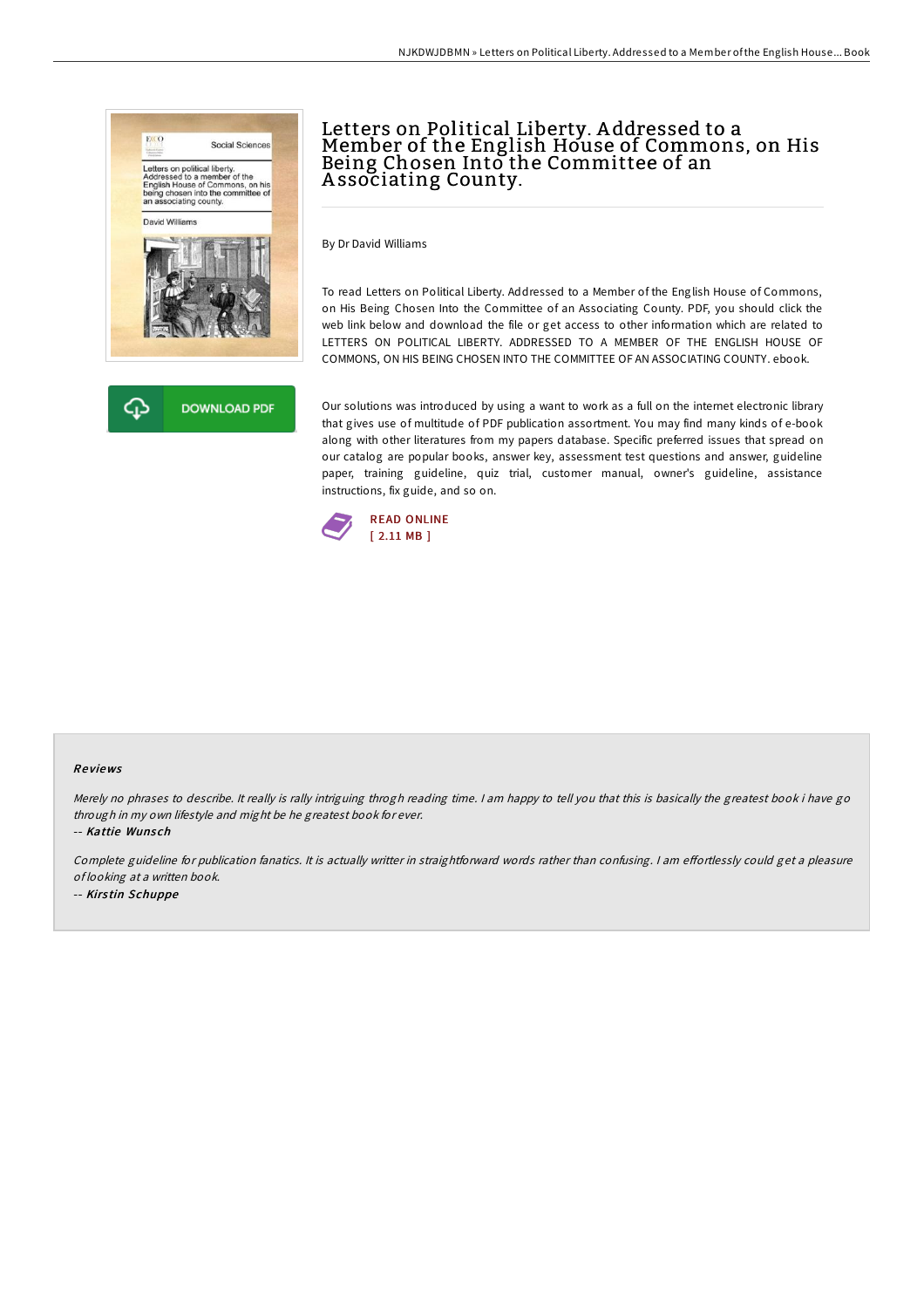# Letters on Political Liberty. Addressed to a Member of the English House of Commons, on His Being Chosen Into the Committee of an Associating County.

By Dr David Williams

To read Letters on Political Liberty. Addressed to a Member of the English House of Commons, on His Being Chosen Into the Committee of an Associating County. PDF, you should click the web link below and download the file or get access to other information which are related to LETTERS ON POLITICAL LIBERTY. ADDRESSED TO A MEMBER OF THE ENGLISH HOUSE OF COMMONS, ON HIS BEING CHOSEN INTO THE COMMITTEE OF AN ASSOCIATING COUNTY. ebook.

DOWNLOAD PDF

Our solutions was introduced by using a want to work as a full on the internet electronic library that gives use of multitude of PDF publication assortment. You may find many kinds of e-book along with other literatures from my papers database. Specific preferred issues that spread on our catalog are popular books, answer key, assessment test questions and answer, guideline paper, training guideline, quiz trial, customer manual, owner's guideline, assistance instructions, fix guide, and so on.

READ ONLINE
[ 2.11 MB ]

### Reviews

*Merely no phrases to describe. It really is rally intriguing throgh reading time. I am happy to tell you that this is basically the greatest book i have go through in my own lifestyle and might be he greatest book for ever.*

-- ***Kattie Wunsch***

*Complete guideline for publication fanatics. It is actually writter in straightforward words rather than confusing. I am effortlessly could get a pleasure of looking at a written book.*

-- ***Kirstin Schuppe***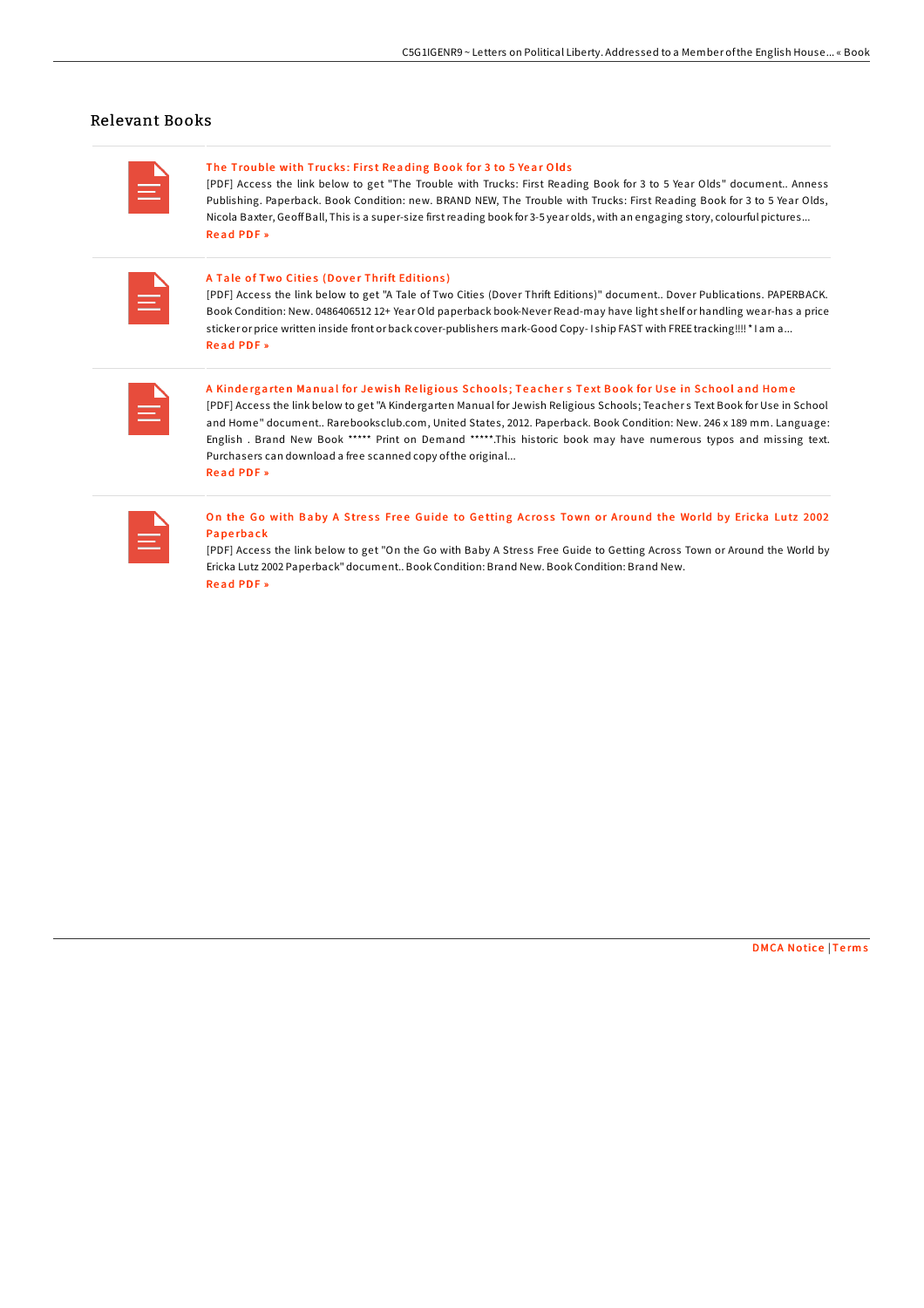## Relevant Books

### The Trouble with Trucks: First Reading Book for 3 to 5 Year Olds

[PDF] Access the link below to get "The Trouble with Trucks: First Reading Book for 3 to 5 Year Olds" document.. Anness Publishing. Paperback. Book Condition: new. BRAND NEW, The Trouble with Trucks: First Reading Book for 3 to 5 Year Olds, Nicola Baxter, Geoff Ball, This is a super-size first reading book for 3-5 year olds, with an engaging story, colourful pictures...

Read PDF »

### A Tale of Two Cities (Dover Thrift Editions)

[PDF] Access the link below to get "A Tale of Two Cities (Dover Thrift Editions)" document.. Dover Publications. PAPERBACK. Book Condition: New. 0486406512 12+ Year Old paperback book-Never Read-may have light shelf or handling wear-has a price sticker or price written inside front or back cover-publishers mark-Good Copy- I ship FAST with FREE tracking!!!! * I am a...

Read PDF »

### A Kindergarten Manual for Jewish Religious Schools; Teacher s Text Book for Use in School and Home

[PDF] Access the link below to get "A Kindergarten Manual for Jewish Religious Schools; Teacher s Text Book for Use in School and Home" document.. Rarebooksclub.com, United States, 2012. Paperback. Book Condition: New. 246 x 189 mm. Language: English . Brand New Book ***** Print on Demand *****.This historic book may have numerous typos and missing text. Purchasers can download a free scanned copy of the original...

Read PDF »

### On the Go with Baby A Stress Free Guide to Getting Across Town or Around the World by Ericka Lutz 2002 Paperback

[PDF] Access the link below to get "On the Go with Baby A Stress Free Guide to Getting Across Town or Around the World by Ericka Lutz 2002 Paperback" document.. Book Condition: Brand New. Book Condition: Brand New.

Read PDF »

DMCA Notice | Terms